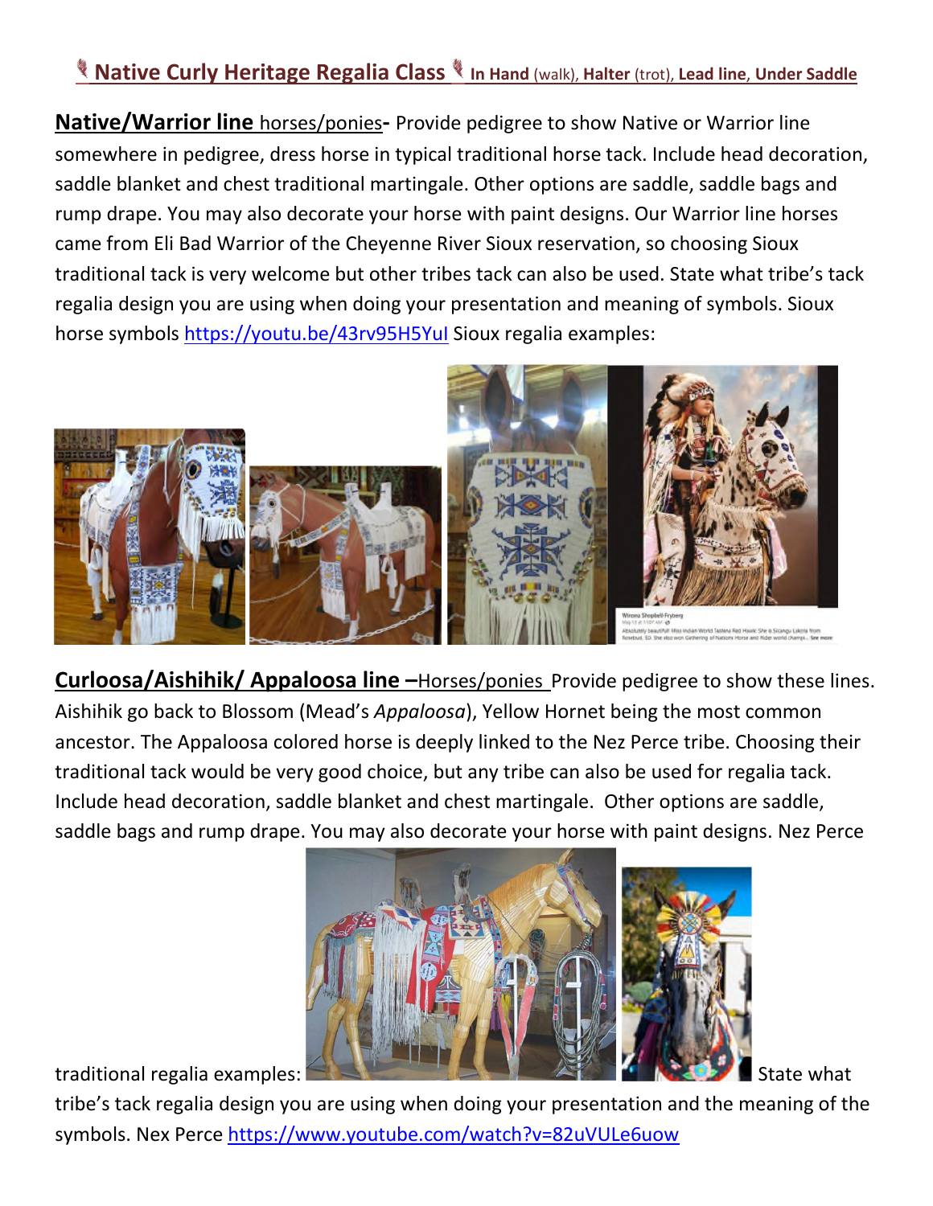# Native Curly Heritage Regalia Class **In Hand** (walk), **Halter** (trot), **Lead line**, **Under Saddle**

**Native/Warrior line** horses/ponies**-** Provide pedigree to show Native or Warrior line somewhere in pedigree, dress horse in typical traditional horse tack. Include head decoration, saddle blanket and chest traditional martingale. Other options are saddle, saddle bags and rump drape. You may also decorate your horse with paint designs. Our Warrior line horses came from Eli Bad Warrior of the Cheyenne River Sioux reservation, so choosing Sioux traditional tack is very welcome but other tribes tack can also be used. State what tribe's tack regalia design you are using when doing your presentation and meaning of symbols. Sioux horse symbols https://youtu.be/43rv95H5YuI Sioux regalia examples:

**Curloosa/Aishihik/ Appaloosa line –**Horses/ponies Provide pedigree to show these lines. Aishihik go back to Blossom (Mead's *Appaloosa*), Yellow Hornet being the most common ancestor. The Appaloosa colored horse is deeply linked to the Nez Perce tribe. Choosing their traditional tack would be very good choice, but any tribe can also be used for regalia tack. Include head decoration, saddle blanket and chest martingale. Other options are saddle, saddle bags and rump drape. You may also decorate your horse with paint designs. Nez Perce traditional regalia examples: State what tribe's tack regalia design you are using when doing your presentation and the meaning of the symbols. Nex Perce https://www.youtube.com/watch?v=82uVULe6uow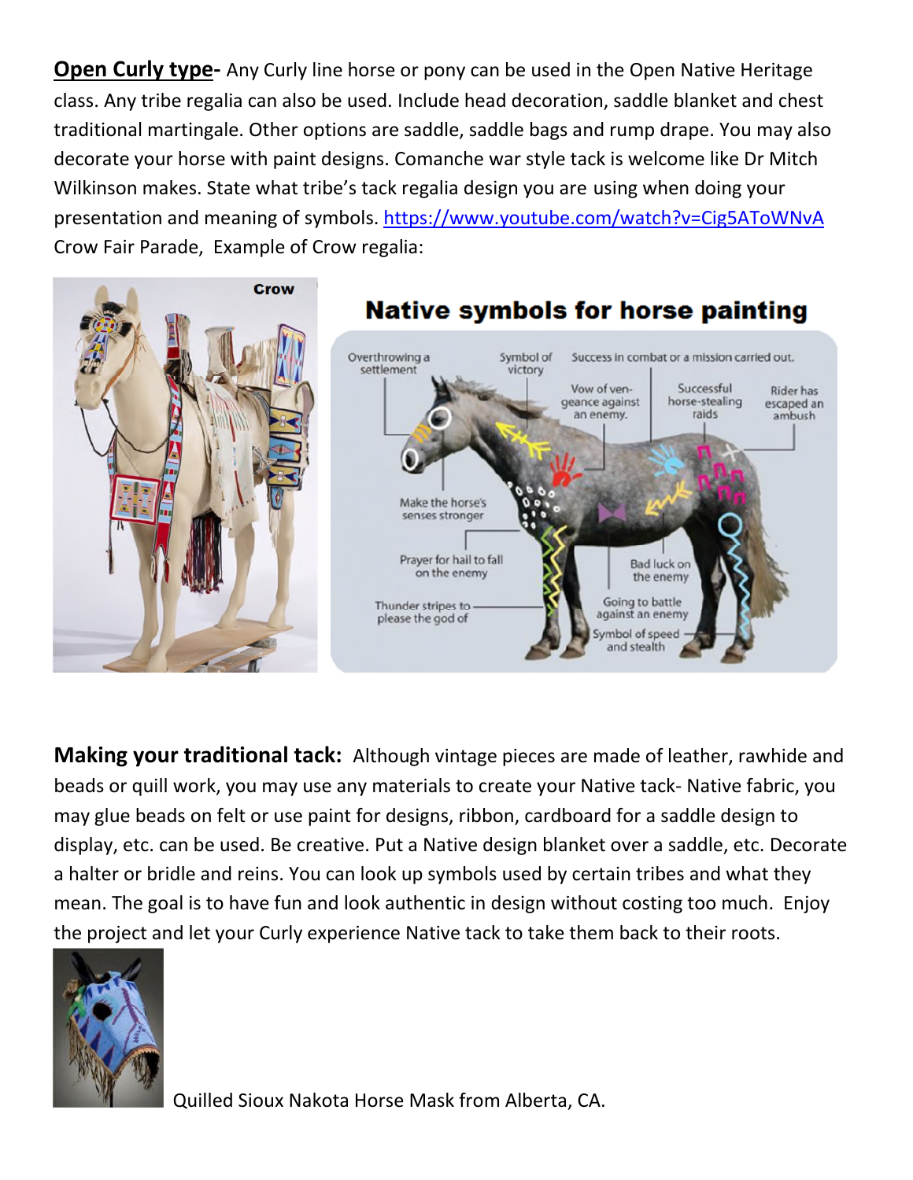**Open Curly type-** Any Curly line horse or pony can be used in the Open Native Heritage class. Any tribe regalia can also be used. Include head decoration, saddle blanket and chest traditional martingale. Other options are saddle, saddle bags and rump drape. You may also decorate your horse with paint designs. Comanche war style tack is welcome like Dr Mitch Wilkinson makes. State what tribe's tack regalia design you are using when doing your presentation and meaning of symbols. https://www.youtube.com/watch?v=Cig5AToWNvA Crow Fair Parade, Example of Crow regalia:

**Making your traditional tack:** Although vintage pieces are made of leather, rawhide and beads or quill work, you may use any materials to create your Native tack- Native fabric, you may glue beads on felt or use paint for designs, ribbon, cardboard for a saddle design to display, etc. can be used. Be creative. Put a Native design blanket over a saddle, etc. Decorate a halter or bridle and reins. You can look up symbols used by certain tribes and what they mean. The goal is to have fun and look authentic in design without costing too much. Enjoy the project and let your Curly experience Native tack to take them back to their roots.

Quilled Sioux Nakota Horse Mask from Alberta, CA.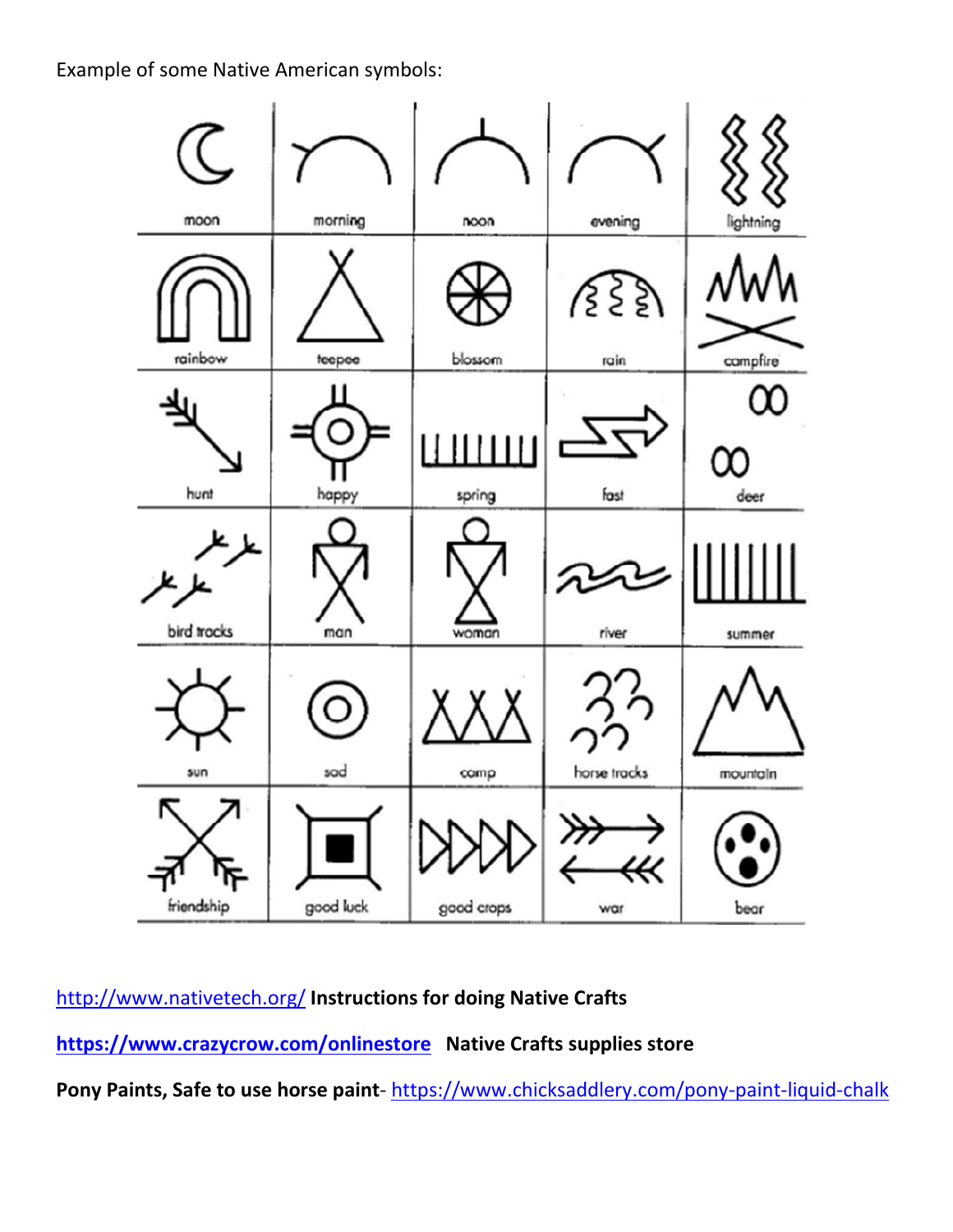Example of some Native American symbols:

| | | | | |
|---|---|---|---|---|
| moon | morning | noon | evening | lightning |
| rainbow | teepee | blossom | rain | campfire |
| hunt | happy | spring | fast | deer |
| bird tracks | man | woman | river | summer |
| sun | sad | camp | horse tracks | mountain |
| friendship | good luck | good crops | war | bear |

http://www.nativetech.org/ **Instructions for doing Native Crafts**

**https://www.crazycrow.com/onlinestore** **Native Crafts supplies store**

**Pony Paints, Safe to use horse paint**- https://www.chicksaddlery.com/pony-paint-liquid-chalk